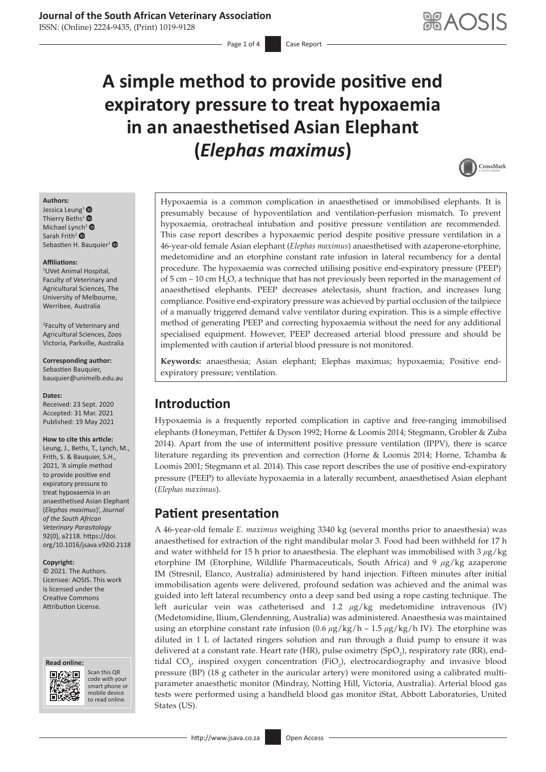# A simple method to provide positive end expiratory pressure to treat hypoxaemia in an anaesthetised Asian Elephant (*Elephas maximus*)

**Authors:**
Jessica Leung[1]
Thierry Beths[1]
Michael Lynch[2]
Sarah Frith[2]
Sebastien H. Bauquier[1]

**Affiliations:**
[1]UVet Animal Hospital, Faculty of Veterinary and Agricultural Sciences, The University of Melbourne, Werribee, Australia

[2]Faculty of Veterinary and Agricultural Sciences, Zoos Victoria, Parkville, Australia

**Corresponding author:**
Sebastien Bauquier,
bauquier@unimelb.edu.au

**Dates:**
Received: 23 Sept. 2020
Accepted: 31 Mar. 2021
Published: 19 May 2021

**How to cite this article:**
Leung, J., Beths, T., Lynch, M., Frith, S. & Bauquier, S.H., 2021, 'A simple method to provide positive end expiratory pressure to treat hypoxaemia in an anaesthetised Asian Elephant (*Elephas maximus*)', *Journal of the South African Veterinary Parasitology* 92(0), a2118. https://doi.org/10.1016/jsava.v92i0.2118

**Copyright:**
© 2021. The Authors. Licensee: AOSIS. This work is licensed under the Creative Commons Attribution License.

Hypoxaemia is a common complication in anaesthetised or immobilised elephants. It is presumably because of hypoventilation and ventilation-perfusion mismatch. To prevent hypoxaemia, orotracheal intubation and positive pressure ventilation are recommended. This case report describes a hypoxaemic period despite positive pressure ventilation in a 46-year-old female Asian elephant (*Elephas maximus*) anaesthetised with azaperone-etorphine, medetomidine and an etorphine constant rate infusion in lateral recumbency for a dental procedure. The hypoxaemia was corrected utilising positive end-expiratory pressure (PEEP) of 5 cm – 10 cm $H_2O$, a technique that has not previously been reported in the management of anaesthetised elephants. PEEP decreases atelectasis, shunt fraction, and increases lung compliance. Positive end-expiratory pressure was achieved by partial occlusion of the tailpiece of a manually triggered demand valve ventilator during expiration. This is a simple effective method of generating PEEP and correcting hypoxaemia without the need for any additional specialised equipment. However, PEEP decreased arterial blood pressure and should be implemented with caution if arterial blood pressure is not monitored.

**Keywords:** anaesthesia; Asian elephant; Elephas maximus; hypoxaemia; Positive end-expiratory pressure; ventilation.

## Introduction

Hypoxaemia is a frequently reported complication in captive and free-ranging immobilised elephants (Honeyman, Pettifer & Dyson 1992; Horne & Loomis 2014; Stegmann, Grobler & Zuba 2014). Apart from the use of intermittent positive pressure ventilation (IPPV), there is scarce literature regarding its prevention and correction (Horne & Loomis 2014; Horne, Tchamba & Loomis 2001; Stegmann et al. 2014). This case report describes the use of positive end-expiratory pressure (PEEP) to alleviate hypoxaemia in a laterally recumbent, anaesthetised Asian elephant (*Elephas maximus*).

## Patient presentation

A 46-year-old female *E. maximus* weighing 3340 kg (several months prior to anaesthesia) was anaesthetised for extraction of the right mandibular molar 3. Food had been withheld for 17 h and water withheld for 15 h prior to anaesthesia. The elephant was immobilised with 3 $\mu$g/kg etorphine IM (Etorphine, Wildlife Pharmaceuticals, South Africa) and 9 $\mu$g/kg azaperone IM (Stresnil, Elanco, Australia) administered by hand injection. Fifteen minutes after initial immobilisation agents were delivered, profound sedation was achieved and the animal was guided into left lateral recumbency onto a deep sand bed using a rope casting technique. The left auricular vein was catheterised and 1.2 $\mu$g/kg medetomidine intravenous (IV) (Medetomidine, Ilium, Glendenning, Australia) was administered. Anaesthesia was maintained using an etorphine constant rate infusion (0.6 $\mu$g/kg/h – 1.5 $\mu$g/kg/h IV). The etorphine was diluted in 1 L of lactated ringers solution and run through a fluid pump to ensure it was delivered at a constant rate. Heart rate (HR), pulse oximetry ($SpO_2$), respiratory rate (RR), end-tidal $CO_2$, inspired oxygen concentration ($FiO_2$), electrocardiography and invasive blood pressure (BP) (18 g catheter in the auricular artery) were monitored using a calibrated multi-parameter anaesthetic monitor (Mindray, Notting Hill, Victoria, Australia). Arterial blood gas tests were performed using a handheld blood gas monitor iStat, Abbott Laboratories, United States (US).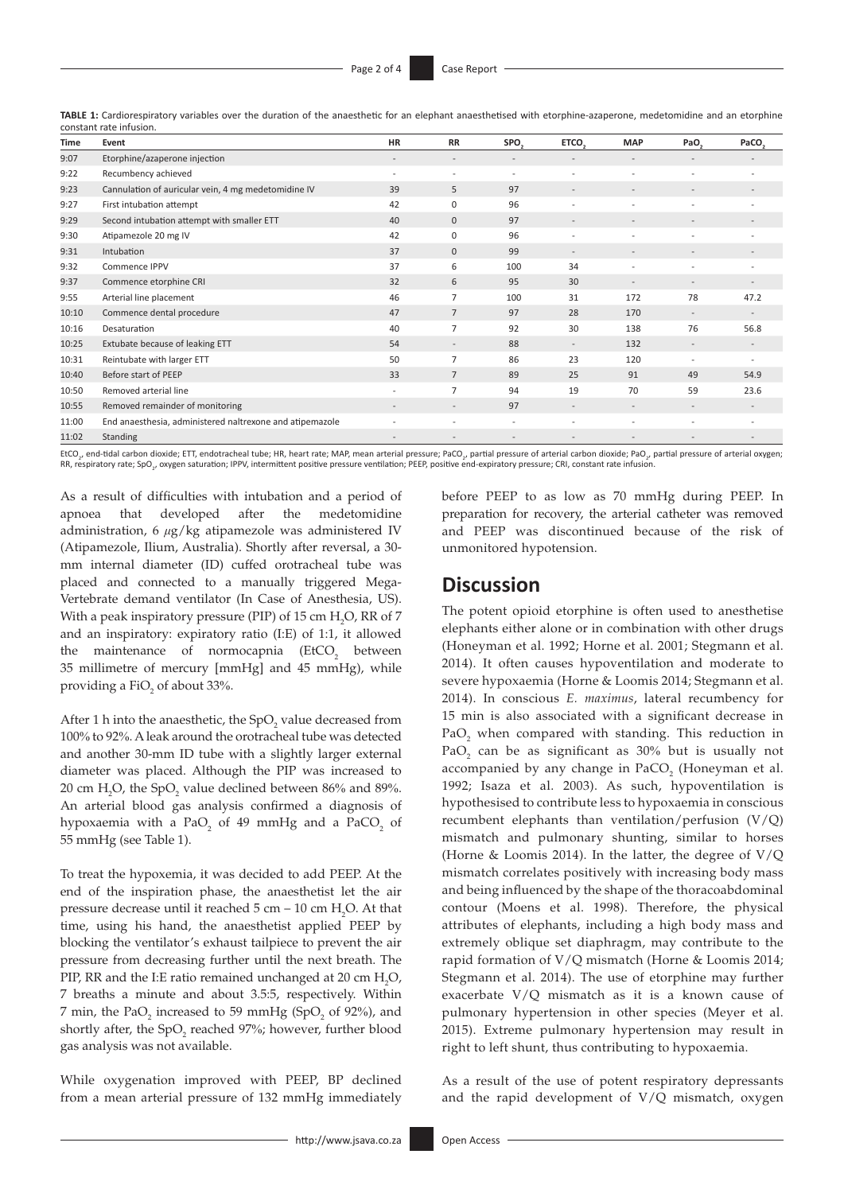**TABLE 1:** Cardiorespiratory variables over the duration of the anaesthetic for an elephant anaesthetised with etorphine-azaperone, medetomidine and an etorphine constant rate infusion.

| Time | Event | HR | RR | $SPO_2$ | $ETCO_2$ | MAP | $PaO_2$ | $PaCO_2$ |
|---|---|---|---|---|---|---|---|---|
| 9:07 | Etorphine/azaperone injection | - | - | - | - | - | - | - |
| 9:22 | Recumbency achieved | - | - | - | - | - | - | - |
| 9:23 | Cannulation of auricular vein, 4 mg medetomidine IV | 39 | 5 | 97 | - | - | - | - |
| 9:27 | First intubation attempt | 42 | 0 | 96 | - | - | - | - |
| 9:29 | Second intubation attempt with smaller ETT | 40 | 0 | 97 | - | - | - | - |
| 9:30 | Atipamezole 20 mg IV | 42 | 0 | 96 | - | - | - | - |
| 9:31 | Intubation | 37 | 0 | 99 | - | - | - | - |
| 9:32 | Commence IPPV | 37 | 6 | 100 | 34 | - | - | - |
| 9:37 | Commence etorphine CRI | 32 | 6 | 95 | 30 | - | - | - |
| 9:55 | Arterial line placement | 46 | 7 | 100 | 31 | 172 | 78 | 47.2 |
| 10:10 | Commence dental procedure | 47 | 7 | 97 | 28 | 170 | - | - |
| 10:16 | Desaturation | 40 | 7 | 92 | 30 | 138 | 76 | 56.8 |
| 10:25 | Extubate because of leaking ETT | 54 | - | 88 | - | 132 | - | - |
| 10:31 | Reintubate with larger ETT | 50 | 7 | 86 | 23 | 120 | - | - |
| 10:40 | Before start of PEEP | 33 | 7 | 89 | 25 | 91 | 49 | 54.9 |
| 10:50 | Removed arterial line | - | 7 | 94 | 19 | 70 | 59 | 23.6 |
| 10:55 | Removed remainder of monitoring | - | - | 97 | - | - | - | - |
| 11:00 | End anaesthesia, administered naltrexone and atipemazole | - | - | - | - | - | - | - |
| 11:02 | Standing | - | - | - | - | - | - | - |

$EtCO_2$, end-tidal carbon dioxide; ETT, endotracheal tube; HR, heart rate; MAP, mean arterial pressure; $PaCO_2$, partial pressure of arterial carbon dioxide; $PaO_2$, partial pressure of arterial oxygen; RR, respiratory rate; $SpO_2$, oxygen saturation; IPPV, intermittent positive pressure ventilation; PEEP, positive end-expiratory pressure; CRI, constant rate infusion.

As a result of difficulties with intubation and a period of apnoea that developed after the medetomidine administration, 6 $\mu$g/kg atipamezole was administered IV (Atipamezole, Ilium, Australia). Shortly after reversal, a 30-mm internal diameter (ID) cuffed orotracheal tube was placed and connected to a manually triggered Mega-Vertebrate demand ventilator (In Case of Anesthesia, US). With a peak inspiratory pressure (PIP) of 15 cm $H_2O$, RR of 7 and an inspiratory: expiratory ratio (I:E) of 1:1, it allowed the maintenance of normocapnia ($EtCO_2$ between 35 millimetre of mercury [mmHg] and 45 mmHg), while providing a $FiO_2$ of about 33%.

After 1 h into the anaesthetic, the $SpO_2$ value decreased from 100% to 92%. A leak around the orotracheal tube was detected and another 30-mm ID tube with a slightly larger external diameter was placed. Although the PIP was increased to 20 cm $H_2O$, the $SpO_2$ value declined between 86% and 89%. An arterial blood gas analysis confirmed a diagnosis of hypoxaemia with a $PaO_2$ of 49 mmHg and a $PaCO_2$ of 55 mmHg (see Table 1).

To treat the hypoxemia, it was decided to add PEEP. At the end of the inspiration phase, the anaesthetist let the air pressure decrease until it reached 5 cm – 10 cm $H_2O$. At that time, using his hand, the anaesthetist applied PEEP by blocking the ventilator's exhaust tailpiece to prevent the air pressure from decreasing further until the next breath. The PIP, RR and the I:E ratio remained unchanged at 20 cm $H_2O$, 7 breaths a minute and about 3.5:5, respectively. Within 7 min, the $PaO_2$ increased to 59 mmHg ($SpO_2$ of 92%), and shortly after, the $SpO_2$ reached 97%; however, further blood gas analysis was not available.

While oxygenation improved with PEEP, BP declined from a mean arterial pressure of 132 mmHg immediately before PEEP to as low as 70 mmHg during PEEP. In preparation for recovery, the arterial catheter was removed and PEEP was discontinued because of the risk of unmonitored hypotension.

## Discussion

The potent opioid etorphine is often used to anesthetise elephants either alone or in combination with other drugs (Honeyman et al. 1992; Horne et al. 2001; Stegmann et al. 2014). It often causes hypoventilation and moderate to severe hypoxaemia (Horne & Loomis 2014; Stegmann et al. 2014). In conscious *E. maximus*, lateral recumbency for 15 min is also associated with a significant decrease in $PaO_2$ when compared with standing. This reduction in $PaO_2$ can be as significant as 30% but is usually not accompanied by any change in $PaCO_2$ (Honeyman et al. 1992; Isaza et al. 2003). As such, hypoventilation is hypothesised to contribute less to hypoxaemia in conscious recumbent elephants than ventilation/perfusion (V/Q) mismatch and pulmonary shunting, similar to horses (Horne & Loomis 2014). In the latter, the degree of V/Q mismatch correlates positively with increasing body mass and being influenced by the shape of the thoracoabdominal contour (Moens et al. 1998). Therefore, the physical attributes of elephants, including a high body mass and extremely oblique set diaphragm, may contribute to the rapid formation of V/Q mismatch (Horne & Loomis 2014; Stegmann et al. 2014). The use of etorphine may further exacerbate V/Q mismatch as it is a known cause of pulmonary hypertension in other species (Meyer et al. 2015). Extreme pulmonary hypertension may result in right to left shunt, thus contributing to hypoxaemia.

As a result of the use of potent respiratory depressants and the rapid development of V/Q mismatch, oxygen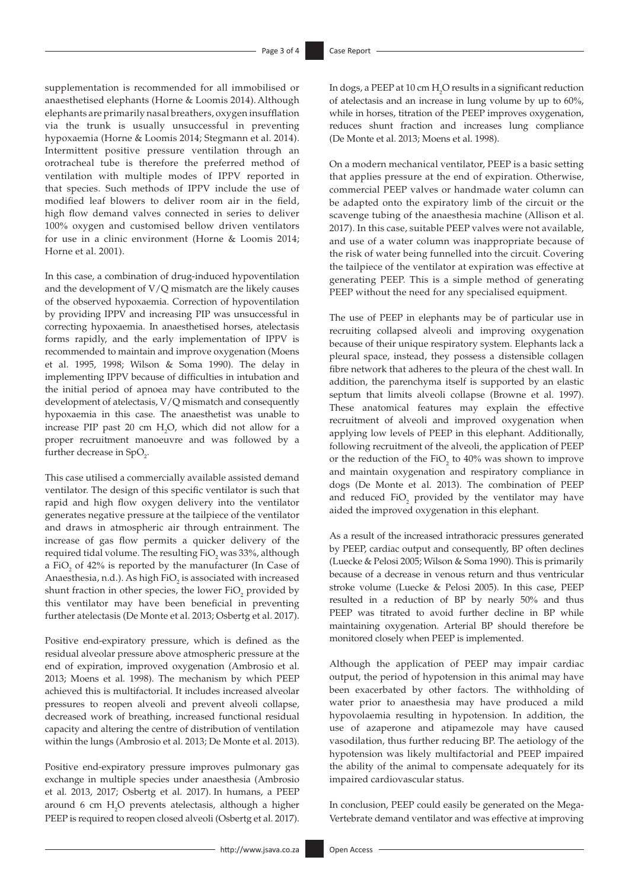supplementation is recommended for all immobilised or anaesthetised elephants (Horne & Loomis 2014). Although elephants are primarily nasal breathers, oxygen insufflation via the trunk is usually unsuccessful in preventing hypoxaemia (Horne & Loomis 2014; Stegmann et al. 2014). Intermittent positive pressure ventilation through an orotracheal tube is therefore the preferred method of ventilation with multiple modes of IPPV reported in that species. Such methods of IPPV include the use of modified leaf blowers to deliver room air in the field, high flow demand valves connected in series to deliver 100% oxygen and customised bellow driven ventilators for use in a clinic environment (Horne & Loomis 2014; Horne et al. 2001).

In this case, a combination of drug-induced hypoventilation and the development of V/Q mismatch are the likely causes of the observed hypoxaemia. Correction of hypoventilation by providing IPPV and increasing PIP was unsuccessful in correcting hypoxaemia. In anaesthetised horses, atelectasis forms rapidly, and the early implementation of IPPV is recommended to maintain and improve oxygenation (Moens et al. 1995, 1998; Wilson & Soma 1990). The delay in implementing IPPV because of difficulties in intubation and the initial period of apnoea may have contributed to the development of atelectasis, V/Q mismatch and consequently hypoxaemia in this case. The anaesthetist was unable to increase PIP past 20 cm $H_2O$, which did not allow for a proper recruitment manoeuvre and was followed by a further decrease in $SpO_2$.

This case utilised a commercially available assisted demand ventilator. The design of this specific ventilator is such that rapid and high flow oxygen delivery into the ventilator generates negative pressure at the tailpiece of the ventilator and draws in atmospheric air through entrainment. The increase of gas flow permits a quicker delivery of the required tidal volume. The resulting $FiO_2$ was 33%, although a $FiO_2$ of 42% is reported by the manufacturer (In Case of Anaesthesia, n.d.). As high $FiO_2$ is associated with increased shunt fraction in other species, the lower $FiO_2$ provided by this ventilator may have been beneficial in preventing further atelectasis (De Monte et al. 2013; Osbertg et al. 2017).

Positive end-expiratory pressure, which is defined as the residual alveolar pressure above atmospheric pressure at the end of expiration, improved oxygenation (Ambrosio et al. 2013; Moens et al. 1998). The mechanism by which PEEP achieved this is multifactorial. It includes increased alveolar pressures to reopen alveoli and prevent alveoli collapse, decreased work of breathing, increased functional residual capacity and altering the centre of distribution of ventilation within the lungs (Ambrosio et al. 2013; De Monte et al. 2013).

Positive end-expiratory pressure improves pulmonary gas exchange in multiple species under anaesthesia (Ambrosio et al. 2013, 2017; Osbertg et al. 2017). In humans, a PEEP around 6 cm $H_2O$ prevents atelectasis, although a higher PEEP is required to reopen closed alveoli (Osbertg et al. 2017). In dogs, a PEEP at 10 cm $H_2O$ results in a significant reduction of atelectasis and an increase in lung volume by up to 60%, while in horses, titration of the PEEP improves oxygenation, reduces shunt fraction and increases lung compliance (De Monte et al. 2013; Moens et al. 1998).

On a modern mechanical ventilator, PEEP is a basic setting that applies pressure at the end of expiration. Otherwise, commercial PEEP valves or handmade water column can be adapted onto the expiratory limb of the circuit or the scavenge tubing of the anaesthesia machine (Allison et al. 2017). In this case, suitable PEEP valves were not available, and use of a water column was inappropriate because of the risk of water being funnelled into the circuit. Covering the tailpiece of the ventilator at expiration was effective at generating PEEP. This is a simple method of generating PEEP without the need for any specialised equipment.

The use of PEEP in elephants may be of particular use in recruiting collapsed alveoli and improving oxygenation because of their unique respiratory system. Elephants lack a pleural space, instead, they possess a distensible collagen fibre network that adheres to the pleura of the chest wall. In addition, the parenchyma itself is supported by an elastic septum that limits alveoli collapse (Browne et al. 1997). These anatomical features may explain the effective recruitment of alveoli and improved oxygenation when applying low levels of PEEP in this elephant. Additionally, following recruitment of the alveoli, the application of PEEP or the reduction of the $FiO_2$ to 40% was shown to improve and maintain oxygenation and respiratory compliance in dogs (De Monte et al. 2013). The combination of PEEP and reduced $FiO_2$ provided by the ventilator may have aided the improved oxygenation in this elephant.

As a result of the increased intrathoracic pressures generated by PEEP, cardiac output and consequently, BP often declines (Luecke & Pelosi 2005; Wilson & Soma 1990). This is primarily because of a decrease in venous return and thus ventricular stroke volume (Luecke & Pelosi 2005). In this case, PEEP resulted in a reduction of BP by nearly 50% and thus PEEP was titrated to avoid further decline in BP while maintaining oxygenation. Arterial BP should therefore be monitored closely when PEEP is implemented.

Although the application of PEEP may impair cardiac output, the period of hypotension in this animal may have been exacerbated by other factors. The withholding of water prior to anaesthesia may have produced a mild hypovolaemia resulting in hypotension. In addition, the use of azaperone and atipamezole may have caused vasodilation, thus further reducing BP. The aetiology of the hypotension was likely multifactorial and PEEP impaired the ability of the animal to compensate adequately for its impaired cardiovascular status.

In conclusion, PEEP could easily be generated on the Mega-Vertebrate demand ventilator and was effective at improving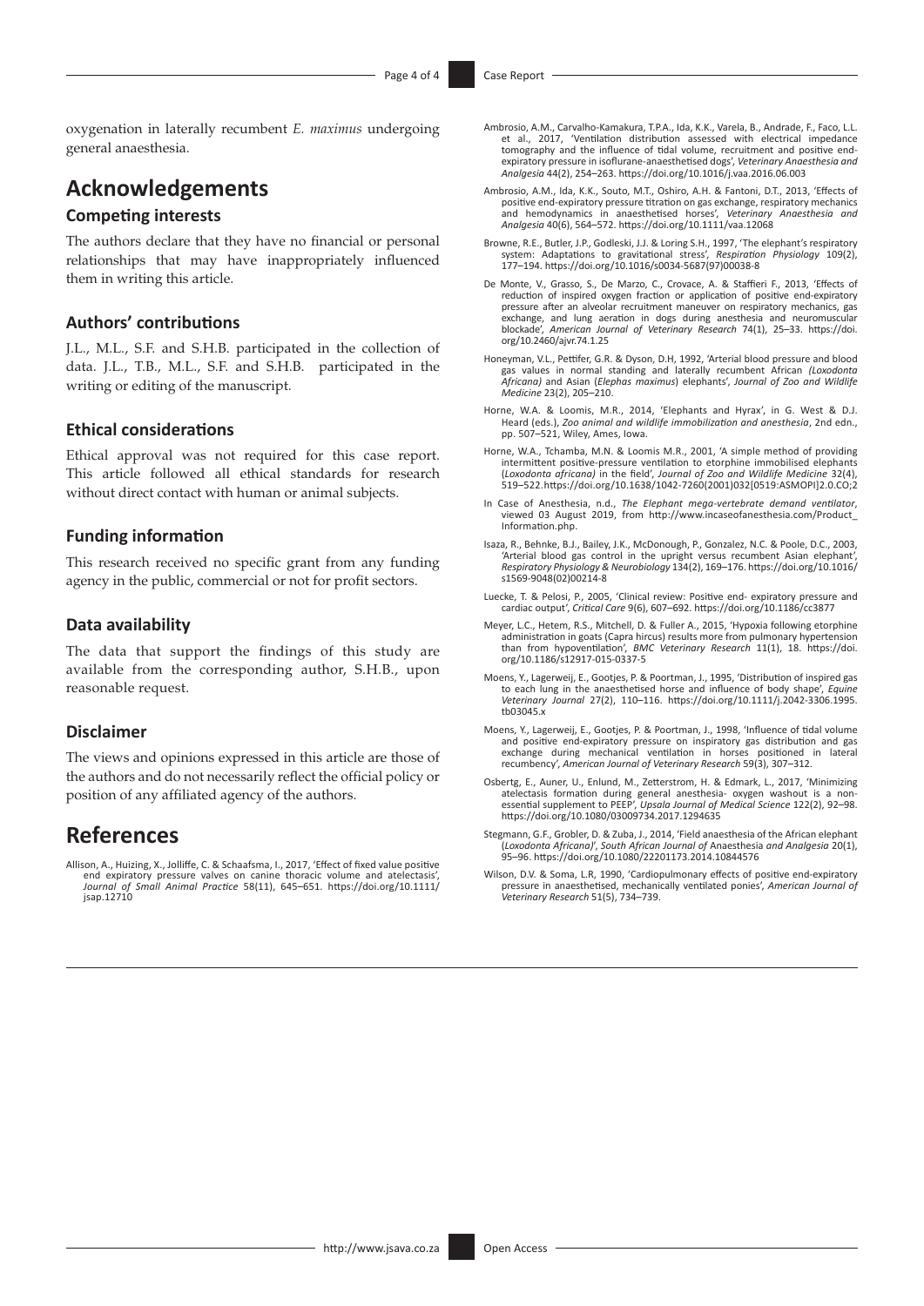oxygenation in laterally recumbent *E. maximus* undergoing general anaesthesia.

# Acknowledgements

## Competing interests

The authors declare that they have no financial or personal relationships that may have inappropriately influenced them in writing this article.

## Authors' contributions

J.L., M.L., S.F. and S.H.B. participated in the collection of data. J.L., T.B., M.L., S.F. and S.H.B. participated in the writing or editing of the manuscript.

## Ethical considerations

Ethical approval was not required for this case report. This article followed all ethical standards for research without direct contact with human or animal subjects.

## Funding information

This research received no specific grant from any funding agency in the public, commercial or not for profit sectors.

## Data availability

The data that support the findings of this study are available from the corresponding author, S.H.B., upon reasonable request.

## Disclaimer

The views and opinions expressed in this article are those of the authors and do not necessarily reflect the official policy or position of any affiliated agency of the authors.

# References

Allison, A., Huizing, X., Jolliffe, C. & Schaafsma, I., 2017, 'Effect of fixed value positive end expiratory pressure valves on canine thoracic volume and atelectasis', *Journal of Small Animal Practice* 58(11), 645–651. https://doi.org/10.1111/jsap.12710

Ambrosio, A.M., Carvalho-Kamakura, T.P.A., Ida, K.K., Varela, B., Andrade, F., Faco, L.L. et al., 2017, 'Ventilation distribution assessed with electrical impedance tomography and the influence of tidal volume, recruitment and positive end-expiratory pressure in isoflurane-anaesthetised dogs', *Veterinary Anaesthesia and Analgesia* 44(2), 254–263. https://doi.org/10.1016/j.vaa.2016.06.003

Ambrosio, A.M., Ida, K.K., Souto, M.T., Oshiro, A.H. & Fantoni, D.T., 2013, 'Effects of positive end-expiratory pressure titration on gas exchange, respiratory mechanics and hemodynamics in anaesthetised horses', *Veterinary Anaesthesia and Analgesia* 40(6), 564–572. https://doi.org/10.1111/vaa.12068

Browne, R.E., Butler, J.P., Godleski, J.J. & Loring S.H., 1997, 'The elephant's respiratory system: Adaptations to gravitational stress', *Respiration Physiology* 109(2), 177–194. https://doi.org/10.1016/s0034-5687(97)00038-8

De Monte, V., Grasso, S., De Marzo, C., Crovace, A. & Staffieri F., 2013, 'Effects of reduction of inspired oxygen fraction or application of positive end-expiratory pressure after an alveolar recruitment maneuver on respiratory mechanics, gas exchange, and lung aeration in dogs during anesthesia and neuromuscular blockade', *American Journal of Veterinary Research* 74(1), 25–33. https://doi.org/10.2460/ajvr.74.1.25

Honeyman, V.L., Pettifer, G.R. & Dyson, D.H, 1992, 'Arterial blood pressure and blood gas values in normal standing and laterally recumbent African *(Loxodonta Africana)* and Asian (*Elephas maximus*) elephants', *Journal of Zoo and Wildlife Medicine* 23(2), 205–210.

Horne, W.A. & Loomis, M.R., 2014, 'Elephants and Hyrax', in G. West & D.J. Heard (eds.), *Zoo animal and wildlife immobilization and anesthesia*, 2nd edn., pp. 507–521, Wiley, Ames, Iowa.

Horne, W.A., Tchamba, M.N. & Loomis M.R., 2001, 'A simple method of providing intermittent positive-pressure ventilation to etorphine immobilised elephants (*Loxodonta africana)* in the field', *Journal of Zoo and Wildlife Medicine* 32(4), 519–522.https://doi.org/10.1638/1042-7260(2001)032[0519:ASMOPI]2.0.CO;2

In Case of Anesthesia, n.d., *The Elephant mega-vertebrate demand ventilator*, viewed 03 August 2019, from http://www.incaseofanesthesia.com/Product_Information.php.

Isaza, R., Behnke, B.J., Bailey, J.K., McDonough, P., Gonzalez, N.C. & Poole, D.C., 2003, 'Arterial blood gas control in the upright versus recumbent Asian elephant', *Respiratory Physiology & Neurobiology* 134(2), 169–176. https://doi.org/10.1016/s1569-9048(02)00214-8

Luecke, T. & Pelosi, P., 2005, 'Clinical review: Positive end- expiratory pressure and cardiac output', *Critical Care* 9(6), 607–692. https://doi.org/10.1186/cc3877

Meyer, L.C., Hetem, R.S., Mitchell, D. & Fuller A., 2015, 'Hypoxia following etorphine administration in goats (Capra hircus) results more from pulmonary hypertension than from hypoventilation', *BMC Veterinary Research* 11(1), 18. https://doi.org/10.1186/s12917-015-0337-5

Moens, Y., Lagerweij, E., Gootjes, P. & Poortman, J., 1995, 'Distribution of inspired gas to each lung in the anaesthetised horse and influence of body shape', *Equine Veterinary Journal* 27(2), 110–116. https://doi.org/10.1111/j.2042-3306.1995.tb03045.x

Moens, Y., Lagerweij, E., Gootjes, P. & Poortman, J., 1998, 'Influence of tidal volume and positive end-expiratory pressure on inspiratory gas distribution and gas exchange during mechanical ventilation in horses positioned in lateral recumbency', *American Journal of Veterinary Research* 59(3), 307–312.

Osbertg, E., Auner, U., Enlund, M., Zetterstrom, H. & Edmark, L., 2017, 'Minimizing atelectasis formation during general anesthesia- oxygen washout is a non-essential supplement to PEEP', *Upsala Journal of Medical Science* 122(2), 92–98. https://doi.org/10.1080/03009734.2017.1294635

Stegmann, G.F., Grobler, D. & Zuba, J., 2014, 'Field anaesthesia of the African elephant (*Loxodonta Africana*)', *South African Journal of* Anaesthesia *and Analgesia* 20(1), 95–96. https://doi.org/10.1080/22201173.2014.10844576

Wilson, D.V. & Soma, L.R, 1990, 'Cardiopulmonary effects of positive end-expiratory pressure in anaesthetised, mechanically ventilated ponies', *American Journal of Veterinary Research* 51(5), 734–739.